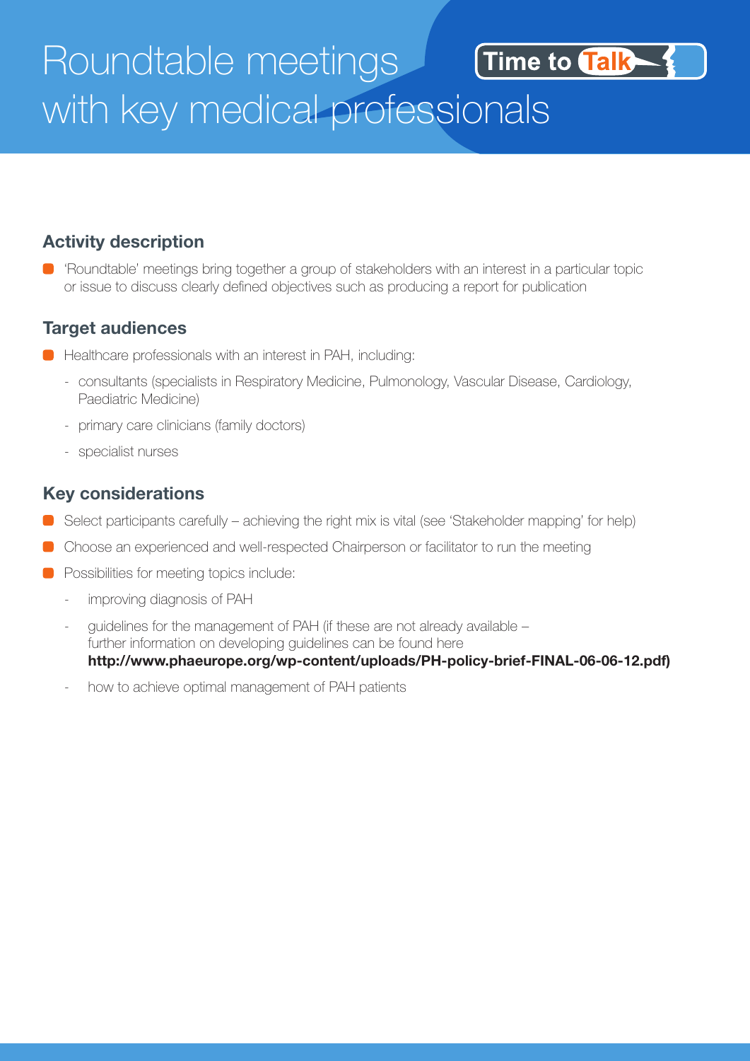# Roundtable meetings with key medical professionals

Time to Talk

## Activity description

- 'Roundtable' meetings bring together a group of stakeholders with an interest in a particular topic or issue to discuss clearly defined objectives such as producing a report for publication

## Target audiences

- Healthcare professionals with an interest in PAH, including:
  - consultants (specialists in Respiratory Medicine, Pulmonology, Vascular Disease, Cardiology, Paediatric Medicine)
  - primary care clinicians (family doctors)
  - specialist nurses

## Key considerations

- Select participants carefully – achieving the right mix is vital (see 'Stakeholder mapping' for help)
- Choose an experienced and well-respected Chairperson or facilitator to run the meeting
- Possibilities for meeting topics include:
  - improving diagnosis of PAH
  - guidelines for the management of PAH (if these are not already available – further information on developing guidelines can be found here **http://www.phaeurope.org/wp-content/uploads/PH-policy-brief-FINAL-06-06-12.pdf)**
  - how to achieve optimal management of PAH patients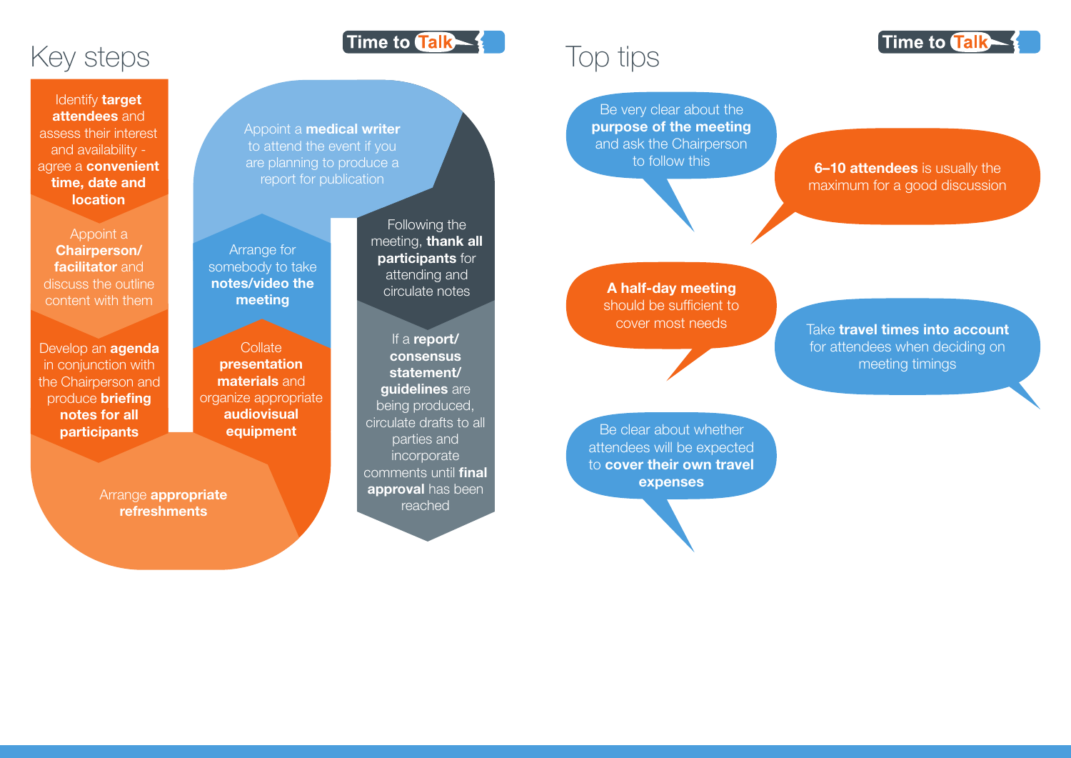# Key steps

1. Identify **target attendees** and assess their interest and availability - agree a **convenient time, date and location**
2. Appoint a **Chairperson/ facilitator** and discuss the outline content with them
3. Develop an **agenda** in conjunction with the Chairperson and produce **briefing notes for all participants**
4. Arrange **appropriate refreshments**
5. Collate **presentation materials** and organize appropriate **audiovisual equipment**
6. Arrange for somebody to take **notes/video the meeting**
7. Appoint a **medical writer** to attend the event if you are planning to produce a report for publication
8. Following the meeting, **thank all participants** for attending and circulate notes
9. If a **report/ consensus statement/ guidelines** are being produced, circulate drafts to all parties and incorporate comments until **final approval** has been reached

# Top tips

- Be very clear about the **purpose of the meeting** and ask the Chairperson to follow this
- **6–10 attendees** is usually the maximum for a good discussion
- **A half-day meeting** should be sufficient to cover most needs
- Take **travel times into account** for attendees when deciding on meeting timings
- Be clear about whether attendees will be expected to **cover their own travel expenses**